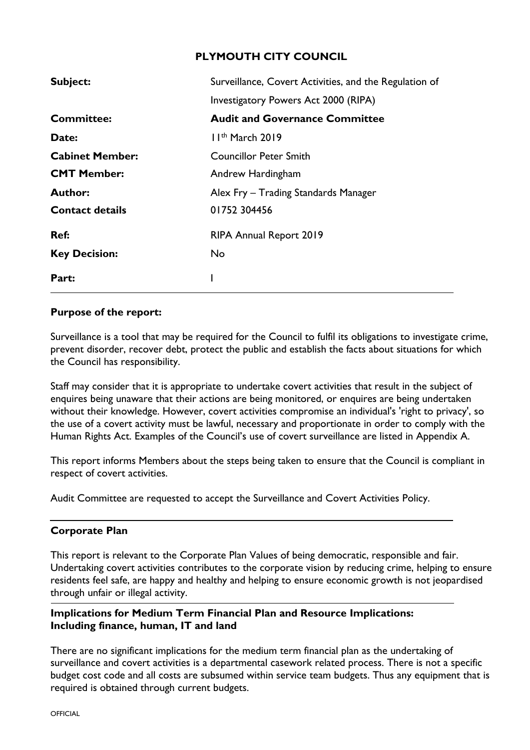# PLYMOUTH CITY COUNCIL

| | |
|---|---|
| **Subject:** | Surveillance, Covert Activities, and the Regulation of Investigatory Powers Act 2000 (RIPA) |
| **Committee:** | **Audit and Governance Committee** |
| **Date:** | 11th March 2019 |
| **Cabinet Member:** | Councillor Peter Smith |
| **CMT Member:** | Andrew Hardingham |
| **Author:** | Alex Fry – Trading Standards Manager |
| **Contact details** | 01752 304456 |
| **Ref:** | RIPA Annual Report 2019 |
| **Key Decision:** | No |
| **Part:** | I |

**Purpose of the report:**

Surveillance is a tool that may be required for the Council to fulfil its obligations to investigate crime, prevent disorder, recover debt, protect the public and establish the facts about situations for which the Council has responsibility.

Staff may consider that it is appropriate to undertake covert activities that result in the subject of enquires being unaware that their actions are being monitored, or enquires are being undertaken without their knowledge. However, covert activities compromise an individual's 'right to privacy', so the use of a covert activity must be lawful, necessary and proportionate in order to comply with the Human Rights Act. Examples of the Council's use of covert surveillance are listed in Appendix A.

This report informs Members about the steps being taken to ensure that the Council is compliant in respect of covert activities.

Audit Committee are requested to accept the Surveillance and Covert Activities Policy.

**Corporate Plan**

This report is relevant to the Corporate Plan Values of being democratic, responsible and fair. Undertaking covert activities contributes to the corporate vision by reducing crime, helping to ensure residents feel safe, are happy and healthy and helping to ensure economic growth is not jeopardised through unfair or illegal activity.

**Implications for Medium Term Financial Plan and Resource Implications: Including finance, human, IT and land**

There are no significant implications for the medium term financial plan as the undertaking of surveillance and covert activities is a departmental casework related process. There is not a specific budget cost code and all costs are subsumed within service team budgets. Thus any equipment that is required is obtained through current budgets.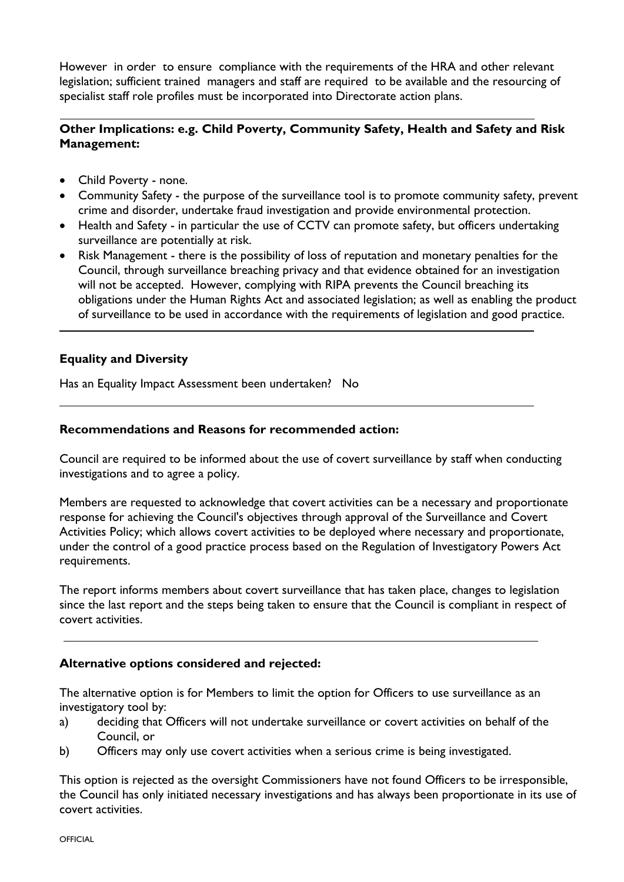However in order to ensure compliance with the requirements of the HRA and other relevant legislation; sufficient trained managers and staff are required to be available and the resourcing of specialist staff role profiles must be incorporated into Directorate action plans.

**Other Implications: e.g. Child Poverty, Community Safety, Health and Safety and Risk Management:**

- Child Poverty - none.
- Community Safety - the purpose of the surveillance tool is to promote community safety, prevent crime and disorder, undertake fraud investigation and provide environmental protection.
- Health and Safety - in particular the use of CCTV can promote safety, but officers undertaking surveillance are potentially at risk.
- Risk Management - there is the possibility of loss of reputation and monetary penalties for the Council, through surveillance breaching privacy and that evidence obtained for an investigation will not be accepted. However, complying with RIPA prevents the Council breaching its obligations under the Human Rights Act and associated legislation; as well as enabling the product of surveillance to be used in accordance with the requirements of legislation and good practice.

**Equality and Diversity**

Has an Equality Impact Assessment been undertaken? No

**Recommendations and Reasons for recommended action:**

Council are required to be informed about the use of covert surveillance by staff when conducting investigations and to agree a policy.

Members are requested to acknowledge that covert activities can be a necessary and proportionate response for achieving the Council's objectives through approval of the Surveillance and Covert Activities Policy; which allows covert activities to be deployed where necessary and proportionate, under the control of a good practice process based on the Regulation of Investigatory Powers Act requirements.

The report informs members about covert surveillance that has taken place, changes to legislation since the last report and the steps being taken to ensure that the Council is compliant in respect of covert activities.

**Alternative options considered and rejected:**

The alternative option is for Members to limit the option for Officers to use surveillance as an investigatory tool by:

a) deciding that Officers will not undertake surveillance or covert activities on behalf of the Council, or
b) Officers may only use covert activities when a serious crime is being investigated.

This option is rejected as the oversight Commissioners have not found Officers to be irresponsible, the Council has only initiated necessary investigations and has always been proportionate in its use of covert activities.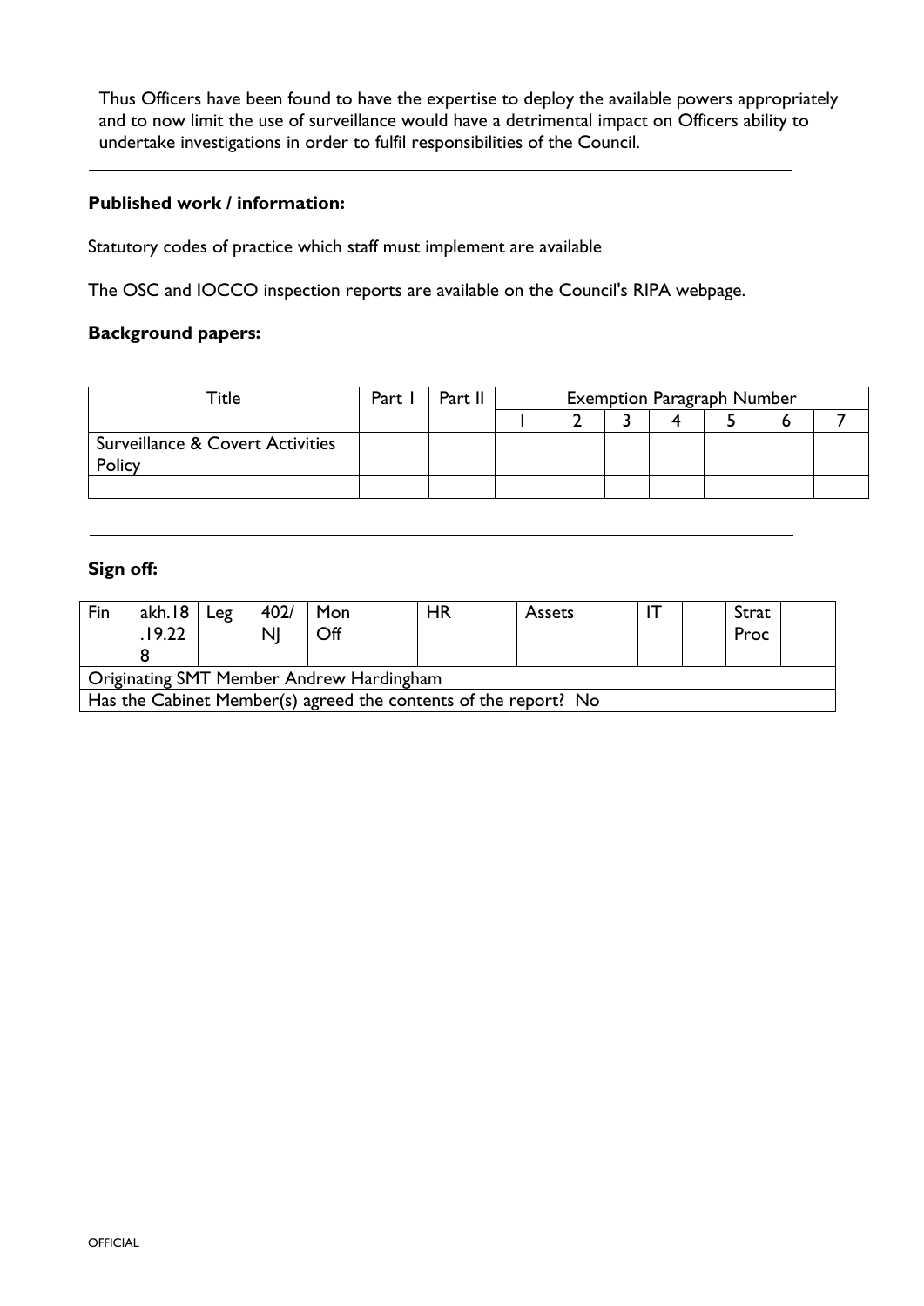Thus Officers have been found to have the expertise to deploy the available powers appropriately and to now limit the use of surveillance would have a detrimental impact on Officers ability to undertake investigations in order to fulfil responsibilities of the Council.

---

**Published work / information:**

Statutory codes of practice which staff must implement are available

The OSC and IOCCO inspection reports are available on the Council's RIPA webpage.

**Background papers:**

| Title | Part I | Part II | Exemption Paragraph Number | | | | | | |
|---|---|---|---|---|---|---|---|---|---|
| | | | 1 | 2 | 3 | 4 | 5 | 6 | 7 |
| Surveillance & Covert Activities Policy | | | | | | | | | |
| | | | | | | | | | |

---

**Sign off:**

| Fin | akh.18.19.228 | Leg | 402/NJ | Mon Off | | HR | | Assets | | IT | | Strat Proc | |
|---|---|---|---|---|---|---|---|---|---|---|---|---|---|
| Originating SMT Member Andrew Hardingham | | | | | | | | | | | | | |
| Has the Cabinet Member(s) agreed the contents of the report? No | | | | | | | | | | | | | |

OFFICIAL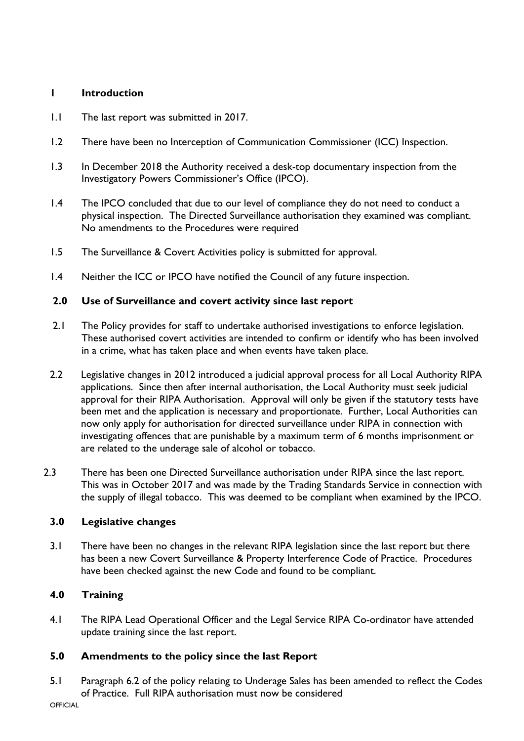## 1 Introduction

1.1 The last report was submitted in 2017.

1.2 There have been no Interception of Communication Commissioner (ICC) Inspection.

1.3 In December 2018 the Authority received a desk-top documentary inspection from the Investigatory Powers Commissioner's Office (IPCO).

1.4 The IPCO concluded that due to our level of compliance they do not need to conduct a physical inspection. The Directed Surveillance authorisation they examined was compliant. No amendments to the Procedures were required

1.5 The Surveillance & Covert Activities policy is submitted for approval.

1.4 Neither the ICC or IPCO have notified the Council of any future inspection.

## 2.0 Use of Surveillance and covert activity since last report

2.1 The Policy provides for staff to undertake authorised investigations to enforce legislation. These authorised covert activities are intended to confirm or identify who has been involved in a crime, what has taken place and when events have taken place.

2.2 Legislative changes in 2012 introduced a judicial approval process for all Local Authority RIPA applications. Since then after internal authorisation, the Local Authority must seek judicial approval for their RIPA Authorisation. Approval will only be given if the statutory tests have been met and the application is necessary and proportionate. Further, Local Authorities can now only apply for authorisation for directed surveillance under RIPA in connection with investigating offences that are punishable by a maximum term of 6 months imprisonment or are related to the underage sale of alcohol or tobacco.

2.3 There has been one Directed Surveillance authorisation under RIPA since the last report. This was in October 2017 and was made by the Trading Standards Service in connection with the supply of illegal tobacco. This was deemed to be compliant when examined by the IPCO.

## 3.0 Legislative changes

3.1 There have been no changes in the relevant RIPA legislation since the last report but there has been a new Covert Surveillance & Property Interference Code of Practice. Procedures have been checked against the new Code and found to be compliant.

## 4.0 Training

4.1 The RIPA Lead Operational Officer and the Legal Service RIPA Co-ordinator have attended update training since the last report.

## 5.0 Amendments to the policy since the last Report

5.1 Paragraph 6.2 of the policy relating to Underage Sales has been amended to reflect the Codes of Practice. Full RIPA authorisation must now be considered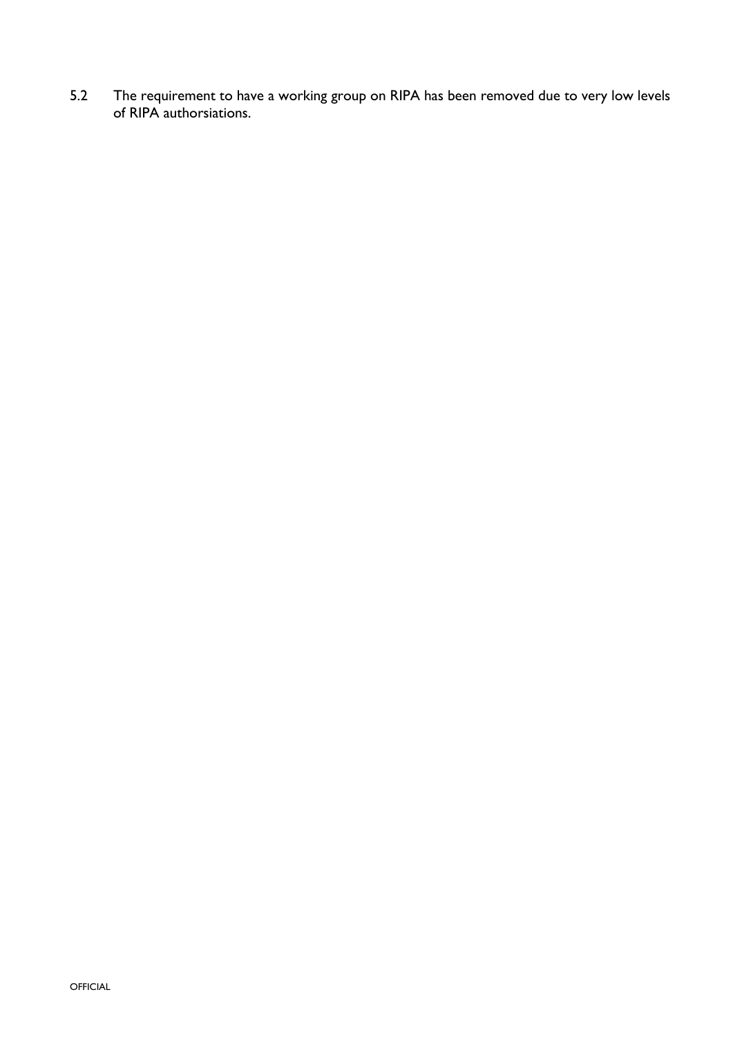5.2 The requirement to have a working group on RIPA has been removed due to very low levels of RIPA authorsiations.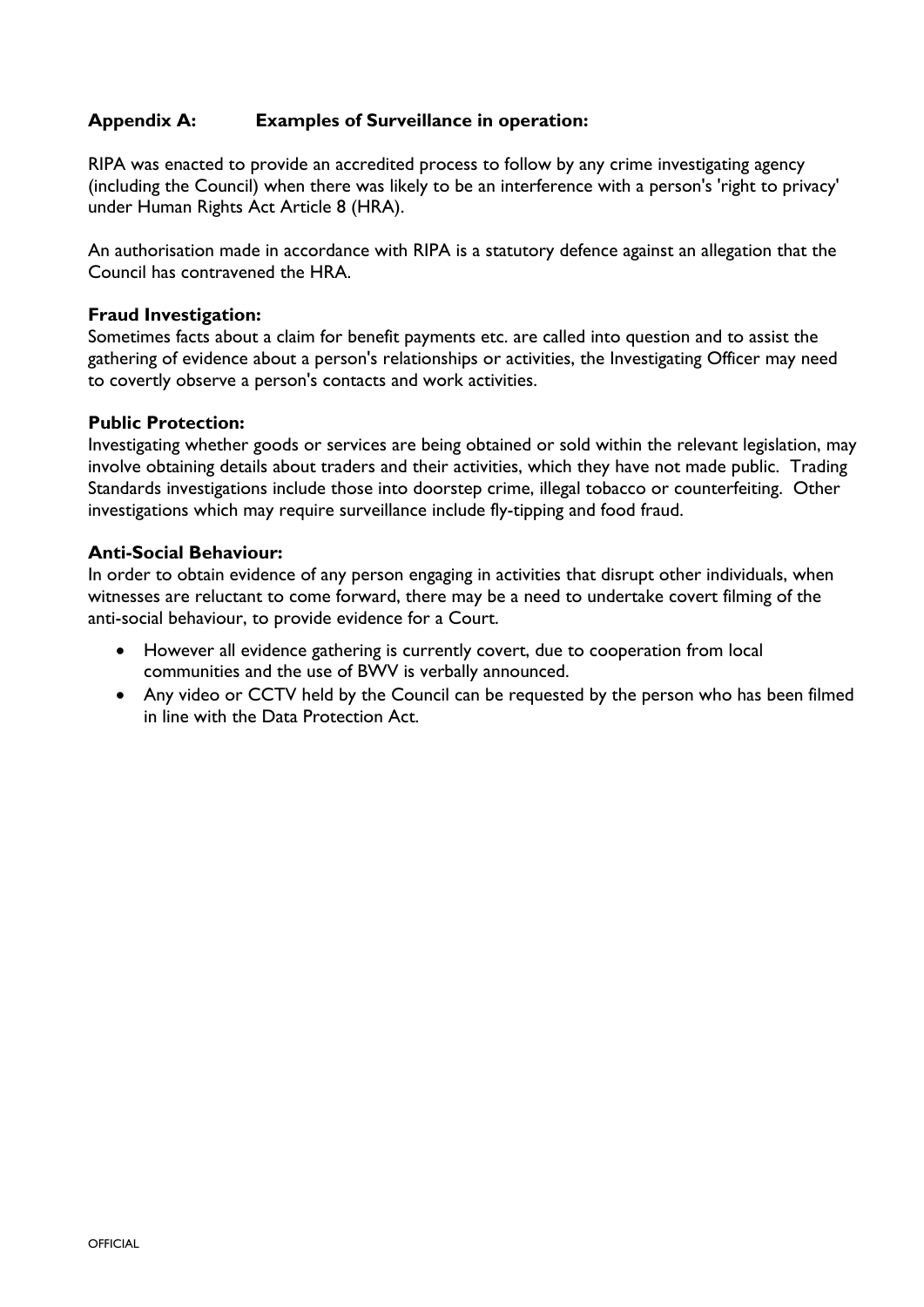## Appendix A: Examples of Surveillance in operation:

RIPA was enacted to provide an accredited process to follow by any crime investigating agency (including the Council) when there was likely to be an interference with a person's 'right to privacy' under Human Rights Act Article 8 (HRA).

An authorisation made in accordance with RIPA is a statutory defence against an allegation that the Council has contravened the HRA.

**Fraud Investigation:**
Sometimes facts about a claim for benefit payments etc. are called into question and to assist the gathering of evidence about a person's relationships or activities, the Investigating Officer may need to covertly observe a person's contacts and work activities.

**Public Protection:**
Investigating whether goods or services are being obtained or sold within the relevant legislation, may involve obtaining details about traders and their activities, which they have not made public. Trading Standards investigations include those into doorstep crime, illegal tobacco or counterfeiting. Other investigations which may require surveillance include fly-tipping and food fraud.

**Anti-Social Behaviour:**
In order to obtain evidence of any person engaging in activities that disrupt other individuals, when witnesses are reluctant to come forward, there may be a need to undertake covert filming of the anti-social behaviour, to provide evidence for a Court.

- However all evidence gathering is currently covert, due to cooperation from local communities and the use of BWV is verbally announced.
- Any video or CCTV held by the Council can be requested by the person who has been filmed in line with the Data Protection Act.